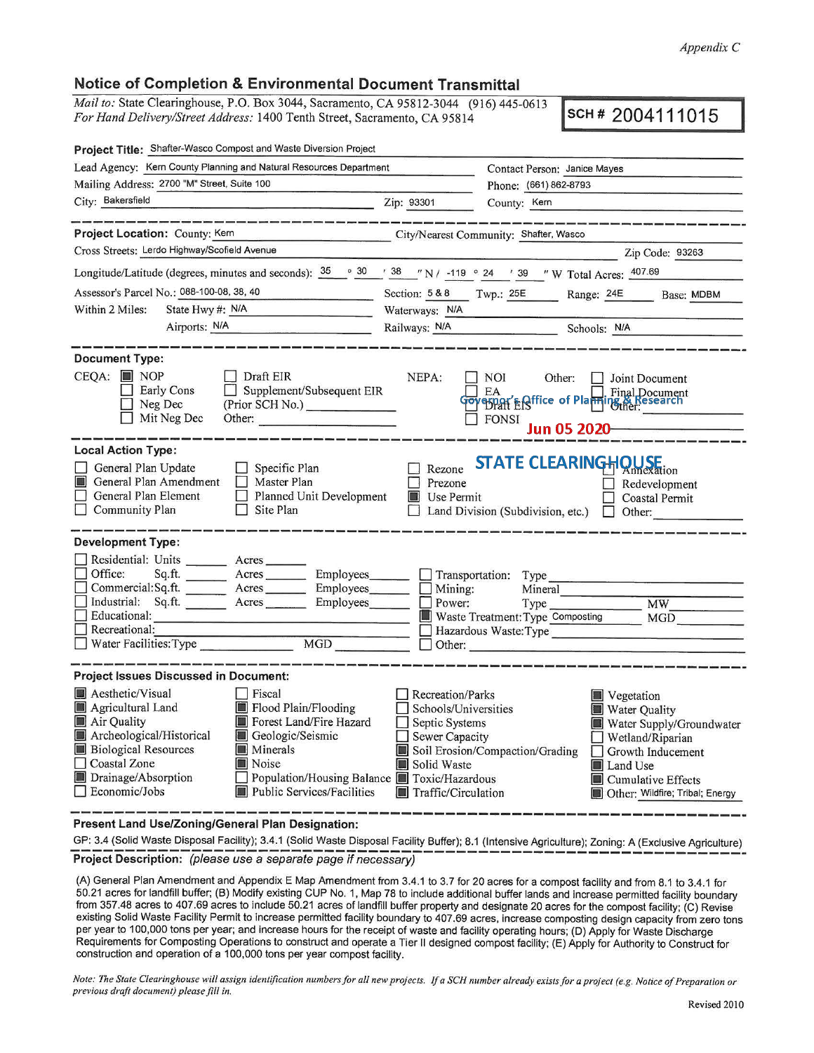*Appendix C*

## Notice of Completion & Environmental Document Transmittal

*Mail to:* State Clearinghouse, P.O. Box 3044, Sacramento, CA 95812-3044 (916) 445-0613
*For Hand Delivery/Street Address:* 1400 Tenth Street, Sacramento, CA 95814

**SCH # 2004111015**

**Project Title:** Shafter-Wasco Compost and Waste Diversion Project

Lead Agency: Kern County Planning and Natural Resources Department
Contact Person: Janice Mayes
Mailing Address: 2700 "M" Street, Suite 100
Phone: (661) 862-8793
City: Bakersfield
Zip: 93301
County: Kern

---

**Project Location:** County: Kern
City/Nearest Community: Shafter, Wasco
Cross Streets: Lerdo Highway/Scofield Avenue
Zip Code: 93263
Longitude/Latitude (degrees, minutes and seconds): 35 ° 30 ′ 38 ″ N / -119 ° 24 ′ 39 ″ W Total Acres: 407.69
Assessor's Parcel No.: 088-100-08, 38, 40
Section: 5 & 8 Twp.: 25E Range: 24E Base: MDBM
Within 2 Miles: State Hwy #: N/A
Waterways: N/A
Airports: N/A
Railways: N/A
Schools: N/A

---

**Document Type:**

CEQA: ☒ NOP ☐ Early Cons ☐ Neg Dec ☐ Mit Neg Dec ☐ Draft EIR ☐ Supplement/Subsequent EIR (Prior SCH No.) ______ Other: ______

NEPA: ☐ NOI ☐ EA ☐ Draft EIS ☐ FONSI

Other: ☐ Joint Document ☐ Final Document ☐ Other: ______

Governor's Office of Planning & Research
Jun 05 2020
STATE CLEARINGHOUSE

---

**Local Action Type:**

☐ General Plan Update
☒ General Plan Amendment
☐ General Plan Element
☐ Community Plan
☐ Specific Plan
☐ Master Plan
☐ Planned Unit Development
☐ Site Plan
☐ Rezone
☐ Prezone
☒ Use Permit
☐ Land Division (Subdivision, etc.)
☐ Annexation
☐ Redevelopment
☐ Coastal Permit
☐ Other: ______

---

**Development Type:**

☐ Residential: Units ______ Acres ______
☐ Office: Sq.ft. ______ Acres ______ Employees ______
☐ Commercial: Sq.ft. ______ Acres ______ Employees ______
☐ Industrial: Sq.ft. ______ Acres ______ Employees ______
☐ Educational: ______
☐ Recreational: ______
☐ Water Facilities: Type ______ MGD ______
☐ Transportation: Type ______
☐ Mining: Mineral ______
☐ Power: Type ______ MW ______
☒ Waste Treatment: Type Composting MGD ______
☐ Hazardous Waste: Type ______
☐ Other: ______

---

**Project Issues Discussed in Document:**

☒ Aesthetic/Visual
☒ Agricultural Land
☒ Air Quality
☒ Archeological/Historical
☒ Biological Resources
☐ Coastal Zone
☒ Drainage/Absorption
☐ Economic/Jobs
☐ Fiscal
☒ Flood Plain/Flooding
☒ Forest Land/Fire Hazard
☒ Geologic/Seismic
☒ Minerals
☒ Noise
☐ Population/Housing Balance
☒ Public Services/Facilities
☐ Recreation/Parks
☐ Schools/Universities
☐ Septic Systems
☐ Sewer Capacity
☒ Soil Erosion/Compaction/Grading
☒ Solid Waste
☒ Toxic/Hazardous
☒ Traffic/Circulation
☒ Vegetation
☒ Water Quality
☒ Water Supply/Groundwater
☐ Wetland/Riparian
☐ Growth Inducement
☒ Land Use
☒ Cumulative Effects
☒ Other: Wildfire; Tribal; Energy

---

**Present Land Use/Zoning/General Plan Designation:**

GP: 3.4 (Solid Waste Disposal Facility); 3.4.1 (Solid Waste Disposal Facility Buffer); 8.1 (Intensive Agriculture); Zoning: A (Exclusive Agriculture)

**Project Description:** *(please use a separate page if necessary)*

(A) General Plan Amendment and Appendix E Map Amendment from 3.4.1 to 3.7 for 20 acres for a compost facility and from 8.1 to 3.4.1 for 50.21 acres for landfill buffer; (B) Modify existing CUP No. 1, Map 78 to include additional buffer lands and increase permitted facility boundary from 357.48 acres to 407.69 acres to include 50.21 acres of landfill buffer property and designate 20 acres for the compost facility; (C) Revise existing Solid Waste Facility Permit to increase permitted facility boundary to 407.69 acres, increase composting design capacity from zero tons per year to 100,000 tons per year; and increase hours for the receipt of waste and facility operating hours; (D) Apply for Waste Discharge Requirements for Composting Operations to construct and operate a Tier II designed compost facility; (E) Apply for Authority to Construct for construction and operation of a 100,000 tons per year compost facility.

*Note: The State Clearinghouse will assign identification numbers for all new projects. If a SCH number already exists for a project (e.g. Notice of Preparation or previous draft document) please fill in.*

Revised 2010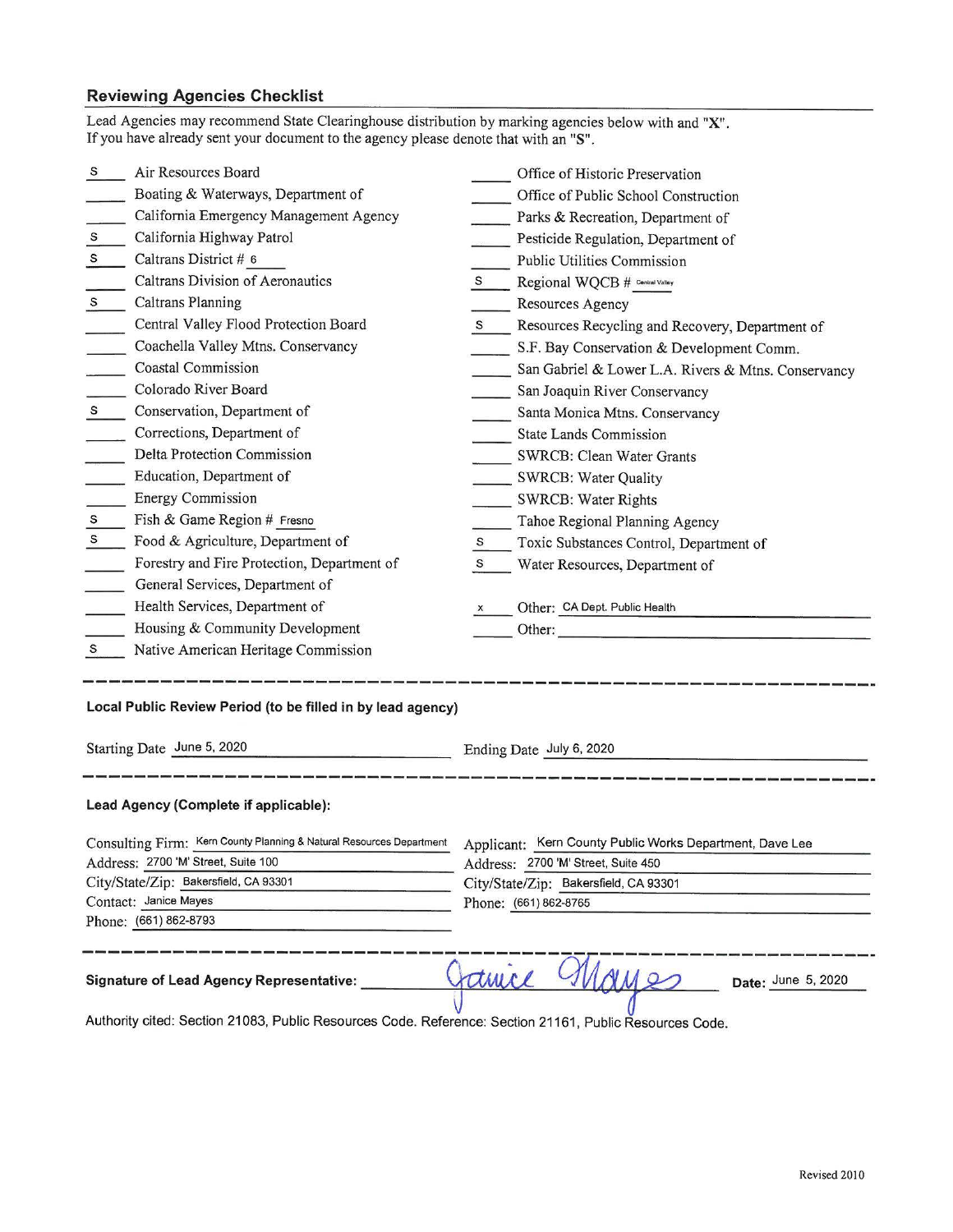## Reviewing Agencies Checklist

Lead Agencies may recommend State Clearinghouse distribution by marking agencies below with and "X".
If you have already sent your document to the agency please denote that with an "S".

| Mark | Agency | Mark | Agency |
|---|---|---|---|
| S | Air Resources Board | | Office of Historic Preservation |
| | Boating & Waterways, Department of | | Office of Public School Construction |
| | California Emergency Management Agency | | Parks & Recreation, Department of |
| S | California Highway Patrol | | Pesticide Regulation, Department of |
| S | Caltrans District # 6 | | Public Utilities Commission |
| | Caltrans Division of Aeronautics | S | Regional WQCB # Central Valley |
| S | Caltrans Planning | | Resources Agency |
| | Central Valley Flood Protection Board | S | Resources Recycling and Recovery, Department of |
| | Coachella Valley Mtns. Conservancy | | S.F. Bay Conservation & Development Comm. |
| | Coastal Commission | | San Gabriel & Lower L.A. Rivers & Mtns. Conservancy |
| | Colorado River Board | | San Joaquin River Conservancy |
| S | Conservation, Department of | | Santa Monica Mtns. Conservancy |
| | Corrections, Department of | | State Lands Commission |
| | Delta Protection Commission | | SWRCB: Clean Water Grants |
| | Education, Department of | | SWRCB: Water Quality |
| | Energy Commission | | SWRCB: Water Rights |
| S | Fish & Game Region # Fresno | | Tahoe Regional Planning Agency |
| S | Food & Agriculture, Department of | S | Toxic Substances Control, Department of |
| | Forestry and Fire Protection, Department of | S | Water Resources, Department of |
| | General Services, Department of | | |
| | Health Services, Department of | x | Other: CA Dept. Public Health |
| | Housing & Community Development | | Other: |
| S | Native American Heritage Commission | | |

---

**Local Public Review Period (to be filled in by lead agency)**

Starting Date June 5, 2020 Ending Date July 6, 2020

---

**Lead Agency (Complete if applicable):**

Consulting Firm: Kern County Planning & Natural Resources Department
Address: 2700 'M' Street, Suite 100
City/State/Zip: Bakersfield, CA 93301
Contact: Janice Mayes
Phone: (661) 862-8793

Applicant: Kern County Public Works Department, Dave Lee
Address: 2700 'M' Street, Suite 450
City/State/Zip: Bakersfield, CA 93301
Phone: (661) 862-8765

---

**Signature of Lead Agency Representative:** Janice Mayes **Date:** June 5, 2020

Authority cited: Section 21083, Public Resources Code. Reference: Section 21161, Public Resources Code.

Revised 2010